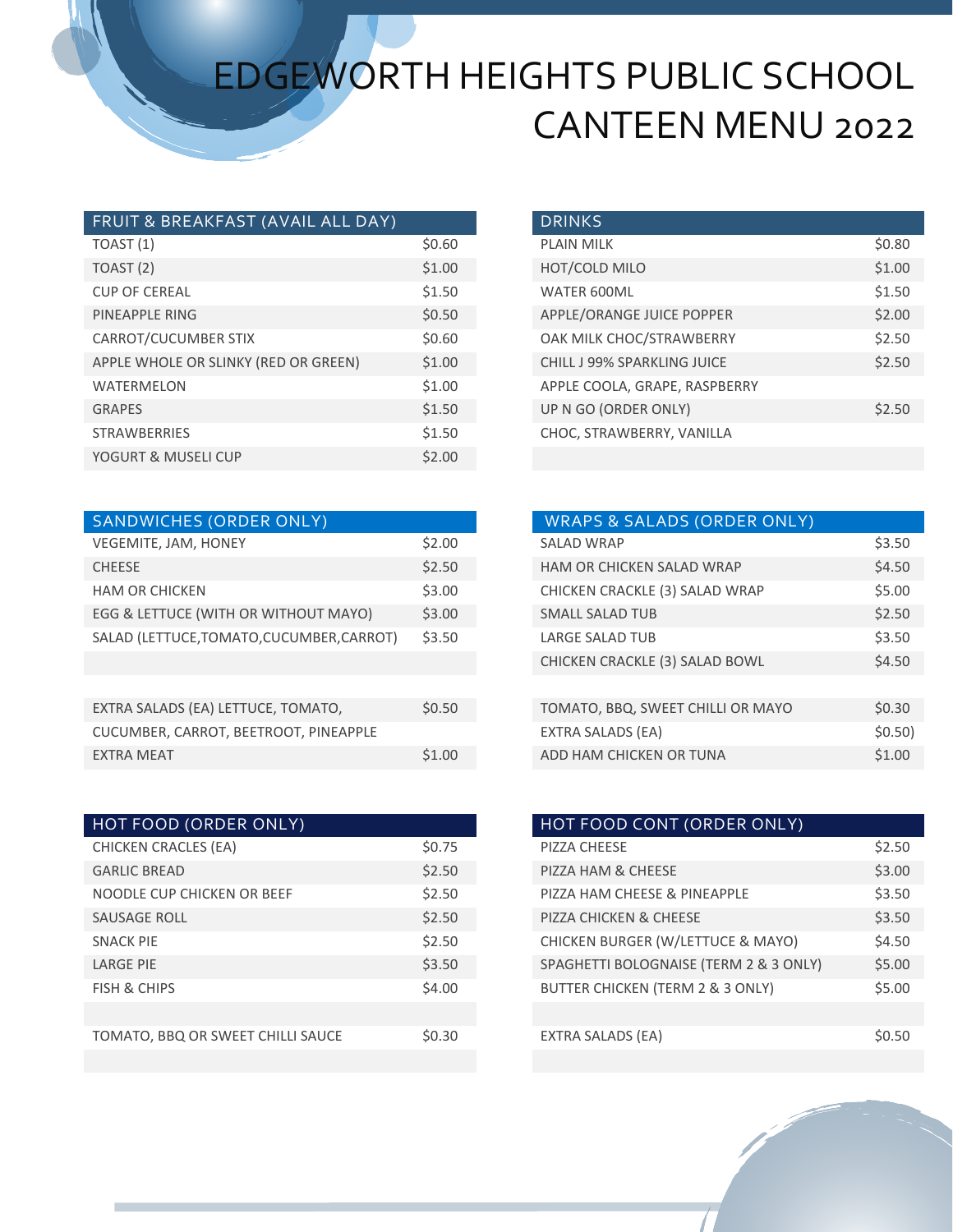# EDGEWORTH HEIGHTS PUBLIC SCHOOL CANTEEN MENU 2022

| FRUIT & BREAKFAST (AVAIL ALL DAY) | |
|---|---|
| TOAST (1) | $0.60 |
| TOAST (2) | $1.00 |
| CUP OF CEREAL | $1.50 |
| PINEAPPLE RING | $0.50 |
| CARROT/CUCUMBER STIX | $0.60 |
| APPLE WHOLE OR SLINKY (RED OR GREEN) | $1.00 |
| WATERMELON | $1.00 |
| GRAPES | $1.50 |
| STRAWBERRIES | $1.50 |
| YOGURT & MUSELI CUP | $2.00 |

| DRINKS | |
|---|---|
| PLAIN MILK | $0.80 |
| HOT/COLD MILO | $1.00 |
| WATER 600ML | $1.50 |
| APPLE/ORANGE JUICE POPPER | $2.00 |
| OAK MILK CHOC/STRAWBERRY | $2.50 |
| CHILL J 99% SPARKLING JUICE | $2.50 |
| APPLE COOLA, GRAPE, RASPBERRY | |
| UP N GO (ORDER ONLY) | $2.50 |
| CHOC, STRAWBERRY, VANILLA | |

| SANDWICHES (ORDER ONLY) | |
|---|---|
| VEGEMITE, JAM, HONEY | $2.00 |
| CHEESE | $2.50 |
| HAM OR CHICKEN | $3.00 |
| EGG & LETTUCE (WITH OR WITHOUT MAYO) | $3.00 |
| SALAD (LETTUCE,TOMATO,CUCUMBER,CARROT) | $3.50 |
| | |
| EXTRA SALADS (EA) LETTUCE, TOMATO, | $0.50 |
| CUCUMBER, CARROT, BEETROOT, PINEAPPLE | |
| EXTRA MEAT | $1.00 |

| WRAPS & SALADS (ORDER ONLY) | |
|---|---|
| SALAD WRAP | $3.50 |
| HAM OR CHICKEN SALAD WRAP | $4.50 |
| CHICKEN CRACKLE (3) SALAD WRAP | $5.00 |
| SMALL SALAD TUB | $2.50 |
| LARGE SALAD TUB | $3.50 |
| CHICKEN CRACKLE (3) SALAD BOWL | $4.50 |
| | |
| TOMATO, BBQ, SWEET CHILLI OR MAYO | $0.30 |
| EXTRA SALADS (EA) | $0.50) |
| ADD HAM CHICKEN OR TUNA | $1.00 |

| HOT FOOD (ORDER ONLY) | |
|---|---|
| CHICKEN CRACLES (EA) | $0.75 |
| GARLIC BREAD | $2.50 |
| NOODLE CUP CHICKEN OR BEEF | $2.50 |
| SAUSAGE ROLL | $2.50 |
| SNACK PIE | $2.50 |
| LARGE PIE | $3.50 |
| FISH & CHIPS | $4.00 |
| | |
| TOMATO, BBQ OR SWEET CHILLI SAUCE | $0.30 |

| HOT FOOD CONT (ORDER ONLY) | |
|---|---|
| PIZZA CHEESE | $2.50 |
| PIZZA HAM & CHEESE | $3.00 |
| PIZZA HAM CHEESE & PINEAPPLE | $3.50 |
| PIZZA CHICKEN & CHEESE | $3.50 |
| CHICKEN BURGER (W/LETTUCE & MAYO) | $4.50 |
| SPAGHETTI BOLOGNAISE (TERM 2 & 3 ONLY) | $5.00 |
| BUTTER CHICKEN (TERM 2 & 3 ONLY) | $5.00 |
| | |
| EXTRA SALADS (EA) | $0.50 |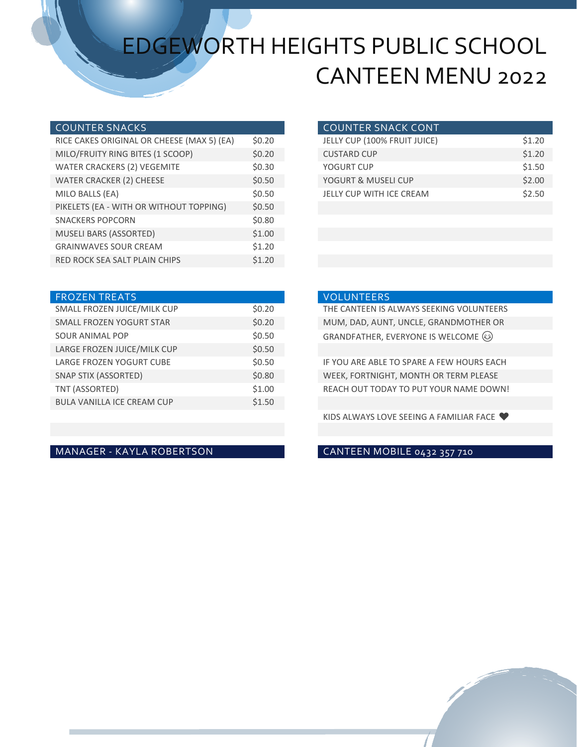# EDGEWORTH HEIGHTS PUBLIC SCHOOL CANTEEN MENU 2022

| COUNTER SNACKS | |
|---|---|
| RICE CAKES ORIGINAL OR CHEESE (MAX 5) (EA) | $0.20 |
| MILO/FRUITY RING BITES (1 SCOOP) | $0.20 |
| WATER CRACKERS (2) VEGEMITE | $0.30 |
| WATER CRACKER (2) CHEESE | $0.50 |
| MILO BALLS (EA) | $0.50 |
| PIKELETS (EA - WITH OR WITHOUT TOPPING) | $0.50 |
| SNACKERS POPCORN | $0.80 |
| MUSELI BARS (ASSORTED) | $1.00 |
| GRAINWAVES SOUR CREAM | $1.20 |
| RED ROCK SEA SALT PLAIN CHIPS | $1.20 |

| COUNTER SNACK CONT | |
|---|---|
| JELLY CUP (100% FRUIT JUICE) | $1.20 |
| CUSTARD CUP | $1.20 |
| YOGURT CUP | $1.50 |
| YOGURT & MUSELI CUP | $2.00 |
| JELLY CUP WITH ICE CREAM | $2.50 |

| FROZEN TREATS | |
|---|---|
| SMALL FROZEN JUICE/MILK CUP | $0.20 |
| SMALL FROZEN YOGURT STAR | $0.20 |
| SOUR ANIMAL POP | $0.50 |
| LARGE FROZEN JUICE/MILK CUP | $0.50 |
| LARGE FROZEN YOGURT CUBE | $0.50 |
| SNAP STIX (ASSORTED) | $0.80 |
| TNT (ASSORTED) | $1.00 |
| BULA VANILLA ICE CREAM CUP | $1.50 |

## VOLUNTEERS

THE CANTEEN IS ALWAYS SEEKING VOLUNTEERS MUM, DAD, AUNT, UNCLE, GRANDMOTHER OR GRANDFATHER, EVERYONE IS WELCOME ☺

IF YOU ARE ABLE TO SPARE A FEW HOURS EACH WEEK, FORTNIGHT, MONTH OR TERM PLEASE REACH OUT TODAY TO PUT YOUR NAME DOWN!

KIDS ALWAYS LOVE SEEING A FAMILIAR FACE ♥

MANAGER - KAYLA ROBERTSON

CANTEEN MOBILE 0432 357 710